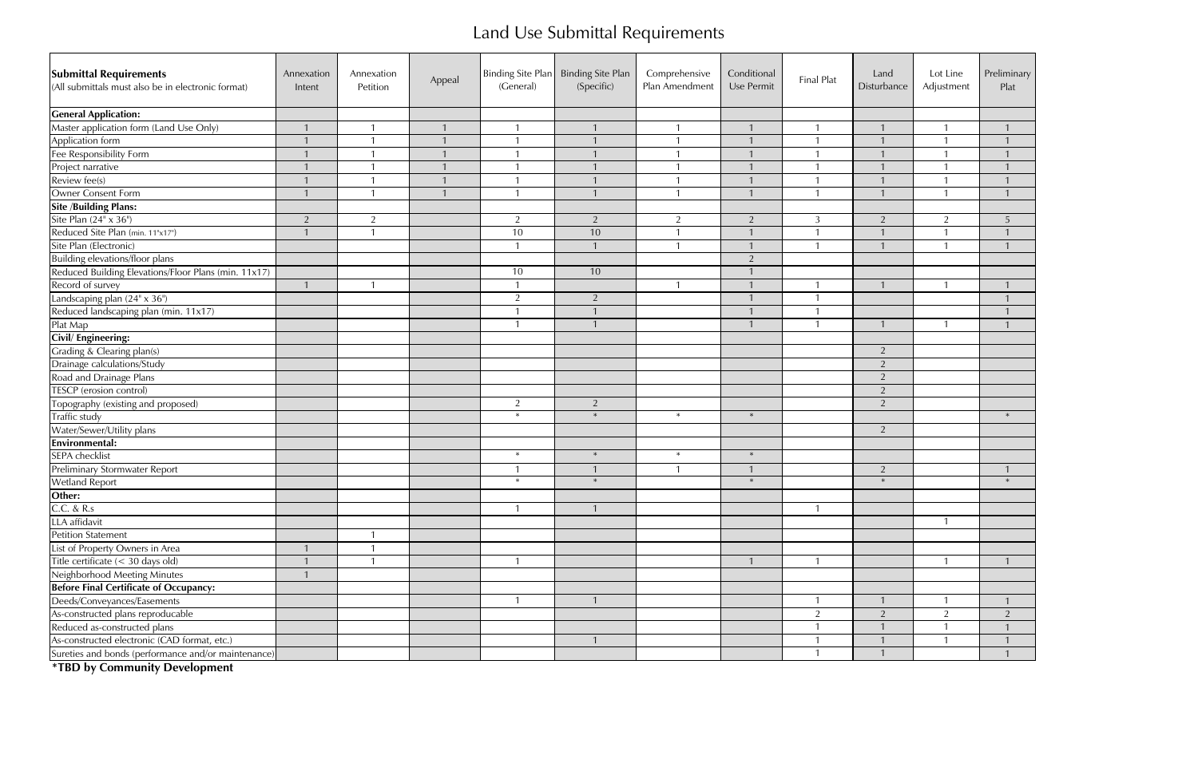# Land Use Submittal Requirements

| **Submittal Requirements** (All submittals must also be in electronic format) | Annexation Intent | Annexation Petition | Appeal | Binding Site Plan (General) | Binding Site Plan (Specific) | Comprehensive Plan Amendment | Conditional Use Permit | Final Plat | Land Disturbance | Lot Line Adjustment | Preliminary Plat |
|---|---|---|---|---|---|---|---|---|---|---|---|
| **General Application:** | | | | | | | | | | | |
| Master application form (Land Use Only) | 1 | 1 | 1 | 1 | 1 | 1 | 1 | 1 | 1 | 1 | 1 |
| Application form | 1 | 1 | 1 | 1 | 1 | 1 | 1 | 1 | 1 | 1 | 1 |
| Fee Responsibility Form | 1 | 1 | 1 | 1 | 1 | 1 | 1 | 1 | 1 | 1 | 1 |
| Project narrative | 1 | 1 | 1 | 1 | 1 | 1 | 1 | 1 | 1 | 1 | 1 |
| Review fee(s) | 1 | 1 | 1 | 1 | 1 | 1 | 1 | 1 | 1 | 1 | 1 |
| Owner Consent Form | 1 | 1 | 1 | 1 | 1 | 1 | 1 | 1 | 1 | 1 | 1 |
| **Site /Building Plans:** | | | | | | | | | | | |
| Site Plan (24" x 36") | 2 | 2 | | 2 | 2 | 2 | 2 | 3 | 2 | 2 | 5 |
| Reduced Site Plan (min. 11"x17") | 1 | 1 | | 10 | 10 | 1 | 1 | 1 | 1 | 1 | 1 |
| Site Plan (Electronic) | | | | 1 | 1 | 1 | 1 | 1 | 1 | 1 | 1 |
| Building elevations/floor plans | | | | | | | 2 | | | | |
| Reduced Building Elevations/Floor Plans (min. 11x17) | | | | 10 | 10 | | 1 | | | | |
| Record of survey | 1 | 1 | | 1 | | 1 | 1 | 1 | 1 | 1 | 1 |
| Landscaping plan (24" x 36") | | | | 2 | 2 | | 1 | 1 | | | 1 |
| Reduced landscaping plan (min. 11x17) | | | | 1 | 1 | | 1 | 1 | | | 1 |
| Plat Map | | | | 1 | 1 | | 1 | 1 | 1 | 1 | 1 |
| **Civil/ Engineering:** | | | | | | | | | | | |
| Grading & Clearing plan(s) | | | | | | | | | 2 | | |
| Drainage calculations/Study | | | | | | | | | 2 | | |
| Road and Drainage Plans | | | | | | | | | 2 | | |
| TESCP (erosion control) | | | | | | | | | 2 | | |
| Topography (existing and proposed) | | | | 2 | 2 | | | | 2 | | |
| Traffic study | | | | * | * | * | * | | | | * |
| Water/Sewer/Utility plans | | | | | | | | | 2 | | |
| **Environmental:** | | | | | | | | | | | |
| SEPA checklist | | | | * | * | * | * | | | | |
| Preliminary Stormwater Report | | | | 1 | 1 | 1 | 1 | | 2 | | 1 |
| Wetland Report | | | | * | * | | * | | * | | * |
| **Other:** | | | | | | | | | | | |
| C.C. & R.s | | | | 1 | 1 | | | 1 | | | |
| LLA affidavit | | | | | | | | | | 1 | |
| Petition Statement | | 1 | | | | | | | | | |
| List of Property Owners in Area | 1 | 1 | | | | | | | | | |
| Title certificate (< 30 days old) | 1 | 1 | | 1 | | | 1 | 1 | | 1 | 1 |
| Neighborhood Meeting Minutes | 1 | | | | | | | | | | |
| **Before Final Certificate of Occupancy:** | | | | | | | | | | | |
| Deeds/Conveyances/Easements | | | | 1 | 1 | | | 1 | 1 | 1 | 1 |
| As-constructed plans reproducable | | | | | | | | 2 | 2 | 2 | 2 |
| Reduced as-constructed plans | | | | | | | | 1 | 1 | 1 | 1 |
| As-constructed electronic (CAD format, etc.) | | | | | 1 | | | 1 | 1 | 1 | 1 |
| Sureties and bonds (performance and/or maintenance) | | | | | | | | 1 | 1 | | 1 |

**\*TBD by Community Development**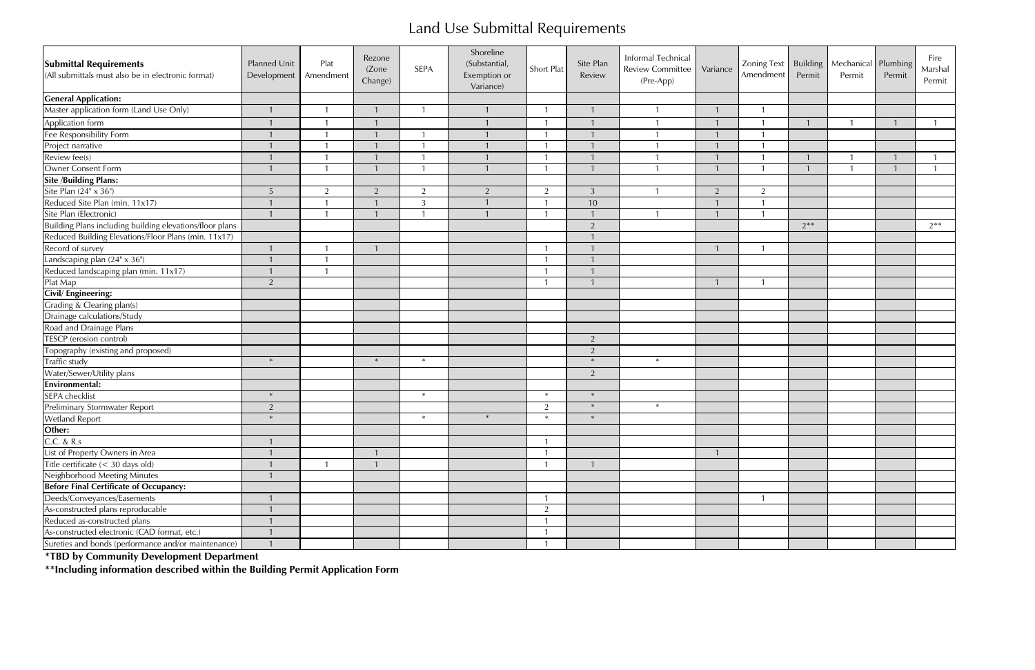# Land Use Submittal Requirements

| **Submittal Requirements** (All submittals must also be in electronic format) | Planned Unit Development | Plat Amendment | Rezone (Zone Change) | SEPA | Shoreline (Substantial, Exemption or Variance) | Short Plat | Site Plan Review | Informal Technical Review Committee (Pre-App) | Variance | Zoning Text Amendment | Building Permit | Mechanical Permit | Plumbing Permit | Fire Marshal Permit |
|---|---|---|---|---|---|---|---|---|---|---|---|---|---|---|
| **General Application:** | | | | | | | | | | | | | | |
| Master application form (Land Use Only) | 1 | 1 | 1 | 1 | 1 | 1 | 1 | 1 | 1 | 1 | | | | |
| Application form | 1 | 1 | 1 | | 1 | 1 | 1 | 1 | 1 | 1 | 1 | 1 | 1 | 1 |
| Fee Responsibility Form | 1 | 1 | 1 | 1 | 1 | 1 | 1 | 1 | 1 | 1 | | | | |
| Project narrative | 1 | 1 | 1 | 1 | 1 | 1 | 1 | 1 | 1 | 1 | | | | |
| Review fee(s) | 1 | 1 | 1 | 1 | 1 | 1 | 1 | 1 | 1 | 1 | 1 | 1 | 1 | 1 |
| Owner Consent Form | 1 | 1 | 1 | 1 | 1 | 1 | 1 | 1 | 1 | 1 | 1 | 1 | 1 | 1 |
| **Site /Building Plans:** | | | | | | | | | | | | | | |
| Site Plan (24" x 36") | 5 | 2 | 2 | 2 | 2 | 2 | 3 | 1 | 2 | 2 | | | | |
| Reduced Site Plan (min. 11x17) | 1 | 1 | 1 | 3 | 1 | 1 | 10 | | 1 | 1 | | | | |
| Site Plan (Electronic) | 1 | 1 | 1 | 1 | 1 | 1 | 1 | 1 | 1 | 1 | | | | |
| Building Plans including building elevations/floor plans | | | | | | | 2 | | | | 2** | | | 2** |
| Reduced Building Elevations/Floor Plans (min. 11x17) | | | | | | | 1 | | | | | | | |
| Record of survey | 1 | 1 | 1 | | | 1 | 1 | | 1 | 1 | | | | |
| Landscaping plan (24" x 36") | 1 | 1 | | | | 1 | 1 | | | | | | | |
| Reduced landscaping plan (min. 11x17) | 1 | 1 | | | | 1 | 1 | | | | | | | |
| Plat Map | 2 | | | | | 1 | 1 | | 1 | 1 | | | | |
| **Civil/ Engineering:** | | | | | | | | | | | | | | |
| Grading & Clearing plan(s) | | | | | | | | | | | | | | |
| Drainage calculations/Study | | | | | | | | | | | | | | |
| Road and Drainage Plans | | | | | | | | | | | | | | |
| TESCP (erosion control) | | | | | | | 2 | | | | | | | |
| Topography (existing and proposed) | | | | | | | 2 | | | | | | | |
| Traffic study | * | | * | * | | | * | * | | | | | | |
| Water/Sewer/Utility plans | | | | | | | 2 | | | | | | | |
| **Environmental:** | | | | | | | | | | | | | | |
| SEPA checklist | * | | | * | | * | * | | | | | | | |
| Preliminary Stormwater Report | 2 | | | | | 2 | * | * | | | | | | |
| Wetland Report | * | | | * | * | * | * | | | | | | | |
| **Other:** | | | | | | | | | | | | | | |
| C.C. & R.s | 1 | | | | | 1 | | | | | | | | |
| List of Property Owners in Area | 1 | | 1 | | | 1 | | | 1 | | | | | |
| Title certificate (< 30 days old) | 1 | 1 | 1 | | | 1 | 1 | | | | | | | |
| Neighborhood Meeting Minutes | 1 | | | | | | | | | | | | | |
| **Before Final Certificate of Occupancy:** | | | | | | | | | | | | | | |
| Deeds/Conveyances/Easements | 1 | | | | | 1 | | | | 1 | | | | |
| As-constructed plans reproducable | 1 | | | | | 2 | | | | | | | | |
| Reduced as-constructed plans | 1 | | | | | 1 | | | | | | | | |
| As-constructed electronic (CAD format, etc.) | 1 | | | | | 1 | | | | | | | | |
| Sureties and bonds (performance and/or maintenance) | 1 | | | | | 1 | | | | | | | | |

**\*TBD by Community Development Department**

**\*\*Including information described within the Building Permit Application Form**